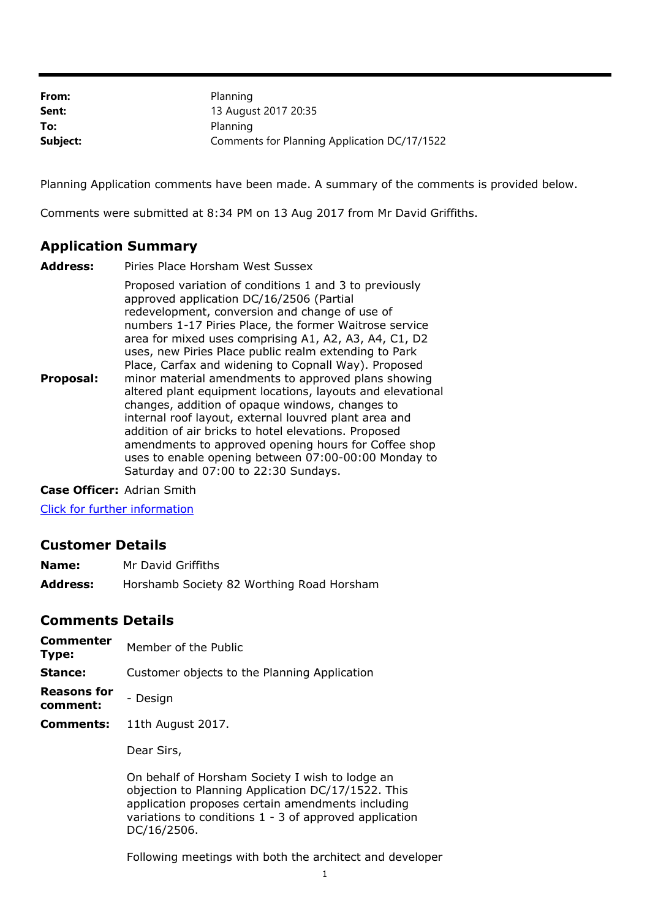| | |
|---|---|
| **From:** | Planning |
| **Sent:** | 13 August 2017 20:35 |
| **To:** | Planning |
| **Subject:** | Comments for Planning Application DC/17/1522 |

Planning Application comments have been made. A summary of the comments is provided below.

Comments were submitted at 8:34 PM on 13 Aug 2017 from Mr David Griffiths.

## Application Summary

| | |
|---|---|
| **Address:** | Piries Place Horsham West Sussex |
| **Proposal:** | Proposed variation of conditions 1 and 3 to previously approved application DC/16/2506 (Partial redevelopment, conversion and change of use of numbers 1-17 Piries Place, the former Waitrose service area for mixed uses comprising A1, A2, A3, A4, C1, D2 uses, new Piries Place public realm extending to Park Place, Carfax and widening to Copnall Way). Proposed minor material amendments to approved plans showing altered plant equipment locations, layouts and elevational changes, addition of opaque windows, changes to internal roof layout, external louvred plant area and addition of air bricks to hotel elevations. Proposed amendments to approved opening hours for Coffee shop uses to enable opening between 07:00-00:00 Monday to Saturday and 07:00 to 22:30 Sundays. |
| **Case Officer:** | Adrian Smith |

Click for further information

## Customer Details

| | |
|---|---|
| **Name:** | Mr David Griffiths |
| **Address:** | Horshamb Society 82 Worthing Road Horsham |

## Comments Details

| | |
|---|---|
| **Commenter Type:** | Member of the Public |
| **Stance:** | Customer objects to the Planning Application |
| **Reasons for comment:** | - Design |
| **Comments:** | 11th August 2017. |

Dear Sirs,

On behalf of Horsham Society I wish to lodge an objection to Planning Application DC/17/1522. This application proposes certain amendments including variations to conditions 1 - 3 of approved application DC/16/2506.

Following meetings with both the architect and developer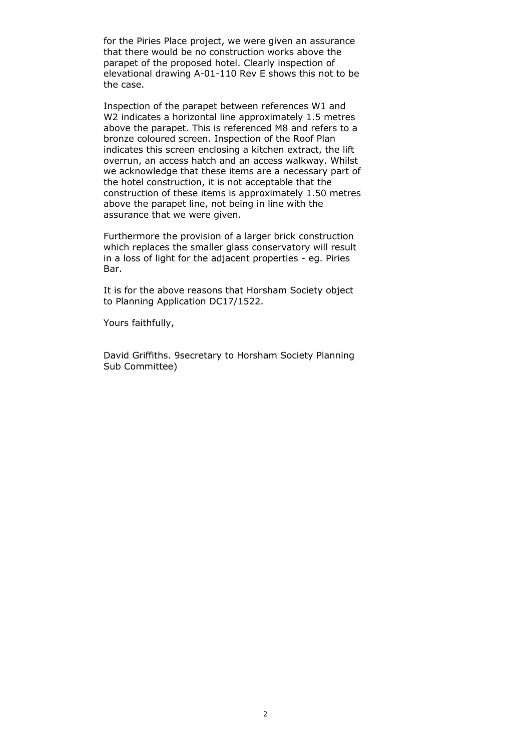for the Piries Place project, we were given an assurance that there would be no construction works above the parapet of the proposed hotel. Clearly inspection of elevational drawing A-01-110 Rev E shows this not to be the case.

Inspection of the parapet between references W1 and W2 indicates a horizontal line approximately 1.5 metres above the parapet. This is referenced M8 and refers to a bronze coloured screen. Inspection of the Roof Plan indicates this screen enclosing a kitchen extract, the lift overrun, an access hatch and an access walkway. Whilst we acknowledge that these items are a necessary part of the hotel construction, it is not acceptable that the construction of these items is approximately 1.50 metres above the parapet line, not being in line with the assurance that we were given.

Furthermore the provision of a larger brick construction which replaces the smaller glass conservatory will result in a loss of light for the adjacent properties - eg. Piries Bar.

It is for the above reasons that Horsham Society object to Planning Application DC17/1522.

Yours faithfully,

David Griffiths. 9secretary to Horsham Society Planning Sub Committee)